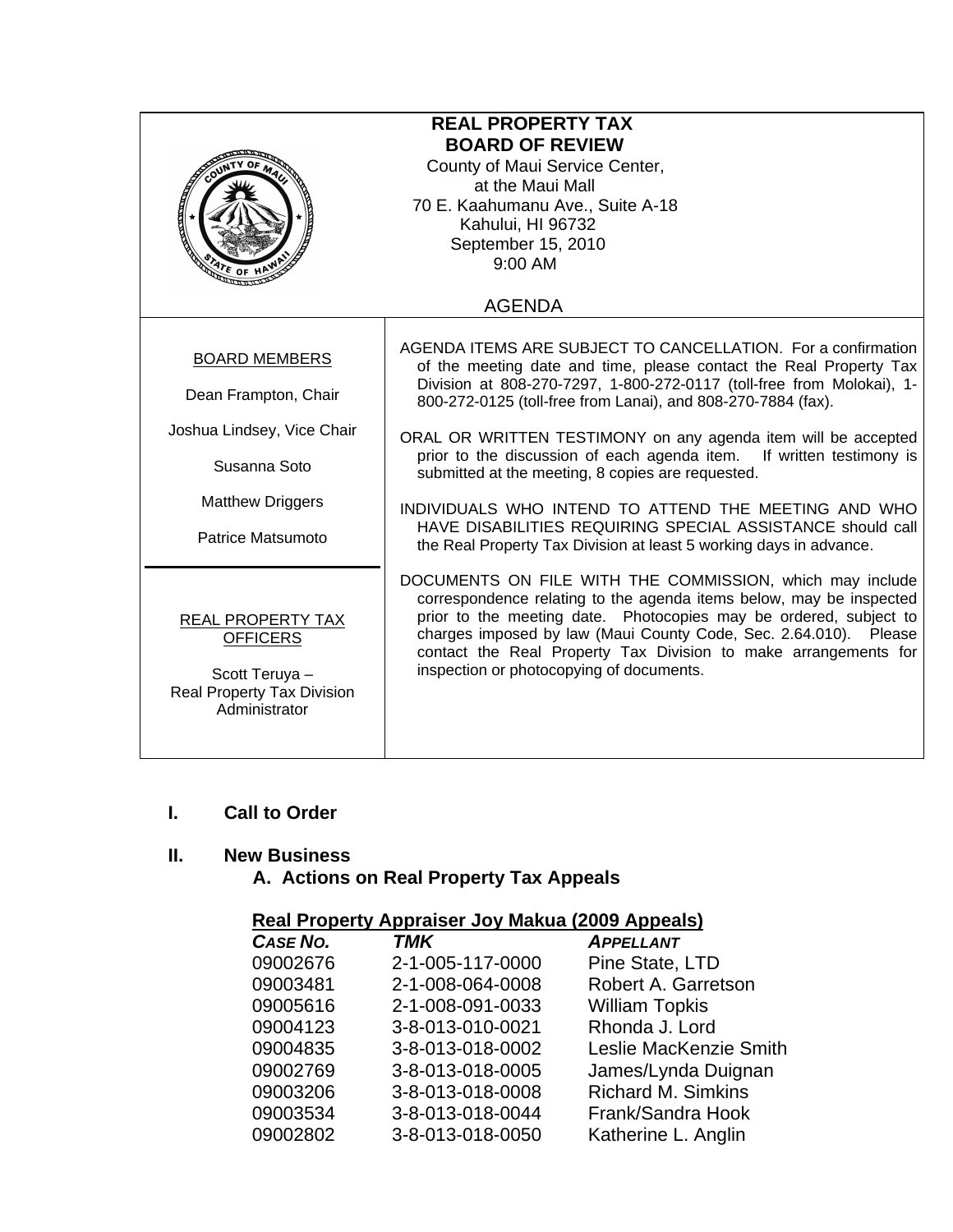# REAL PROPERTY TAX BOARD OF REVIEW

County of Maui Service Center,
at the Maui Mall
70 E. Kaahumanu Ave., Suite A-18
Kahului, HI 96732
September 15, 2010
9:00 AM

## AGENDA

**BOARD MEMBERS**

Dean Frampton, Chair

Joshua Lindsey, Vice Chair

Susanna Soto

Matthew Driggers

Patrice Matsumoto

**REAL PROPERTY TAX OFFICERS**

Scott Teruya –
Real Property Tax Division Administrator

AGENDA ITEMS ARE SUBJECT TO CANCELLATION. For a confirmation of the meeting date and time, please contact the Real Property Tax Division at 808-270-7297, 1-800-272-0117 (toll-free from Molokai), 1-800-272-0125 (toll-free from Lanai), and 808-270-7884 (fax).

ORAL OR WRITTEN TESTIMONY on any agenda item will be accepted prior to the discussion of each agenda item. If written testimony is submitted at the meeting, 8 copies are requested.

INDIVIDUALS WHO INTEND TO ATTEND THE MEETING AND WHO HAVE DISABILITIES REQUIRING SPECIAL ASSISTANCE should call the Real Property Tax Division at least 5 working days in advance.

DOCUMENTS ON FILE WITH THE COMMISSION, which may include correspondence relating to the agenda items below, may be inspected prior to the meeting date. Photocopies may be ordered, subject to charges imposed by law (Maui County Code, Sec. 2.64.010). Please contact the Real Property Tax Division to make arrangements for inspection or photocopying of documents.

## I. Call to Order

## II. New Business

### A. Actions on Real Property Tax Appeals

**Real Property Appraiser Joy Makua (2009 Appeals)**

| *CASE NO.* | *TMK* | *APPELLANT* |
|---|---|---|
| 09002676 | 2-1-005-117-0000 | Pine State, LTD |
| 09003481 | 2-1-008-064-0008 | Robert A. Garretson |
| 09005616 | 2-1-008-091-0033 | William Topkis |
| 09004123 | 3-8-013-010-0021 | Rhonda J. Lord |
| 09004835 | 3-8-013-018-0002 | Leslie MacKenzie Smith |
| 09002769 | 3-8-013-018-0005 | James/Lynda Duignan |
| 09003206 | 3-8-013-018-0008 | Richard M. Simkins |
| 09003534 | 3-8-013-018-0044 | Frank/Sandra Hook |
| 09002802 | 3-8-013-018-0050 | Katherine L. Anglin |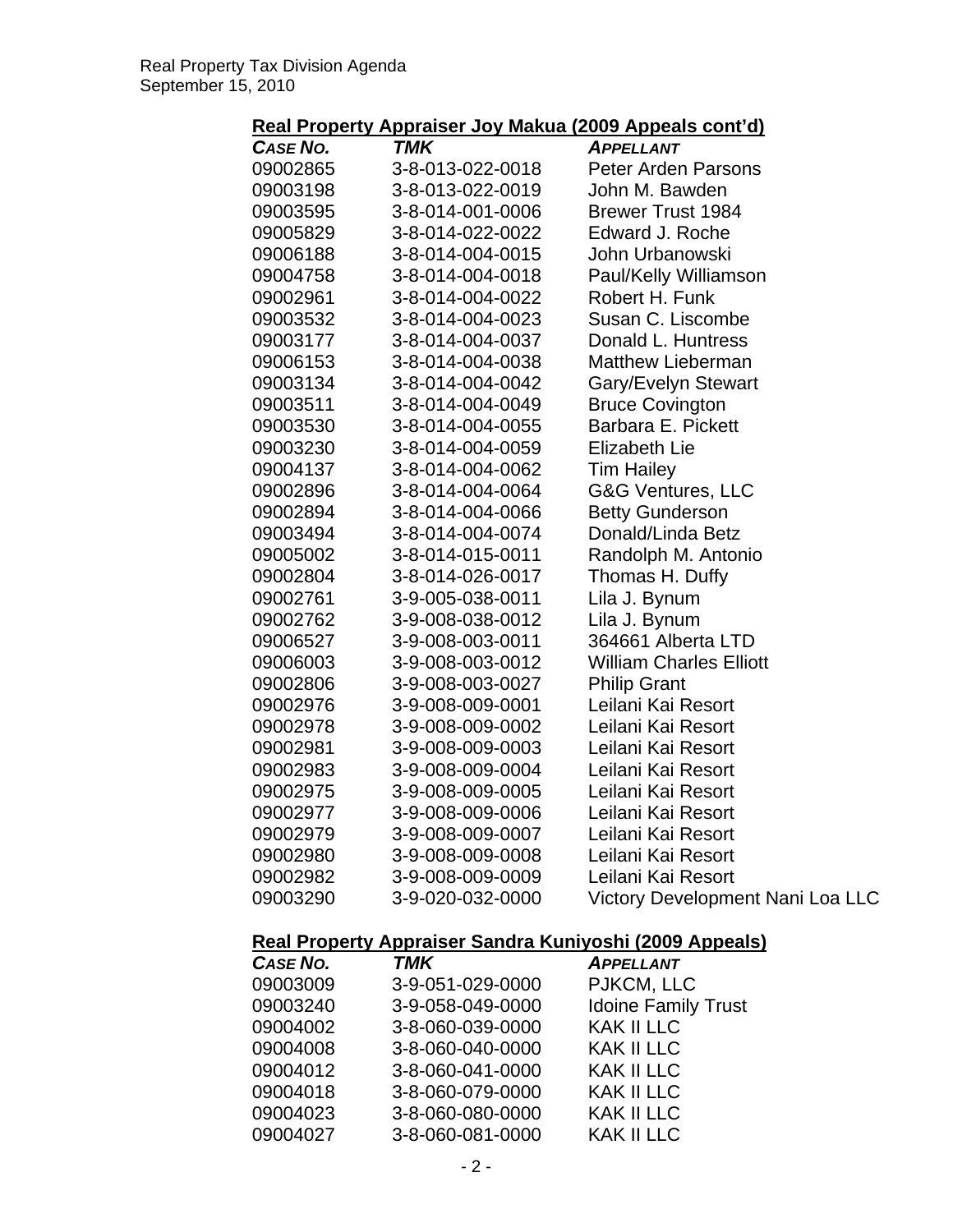## Real Property Appraiser Joy Makua (2009 Appeals cont'd)

| *CASE NO.* | *TMK* | *APPELLANT* |
|---|---|---|
| 09002865 | 3-8-013-022-0018 | Peter Arden Parsons |
| 09003198 | 3-8-013-022-0019 | John M. Bawden |
| 09003595 | 3-8-014-001-0006 | Brewer Trust 1984 |
| 09005829 | 3-8-014-022-0022 | Edward J. Roche |
| 09006188 | 3-8-014-004-0015 | John Urbanowski |
| 09004758 | 3-8-014-004-0018 | Paul/Kelly Williamson |
| 09002961 | 3-8-014-004-0022 | Robert H. Funk |
| 09003532 | 3-8-014-004-0023 | Susan C. Liscombe |
| 09003177 | 3-8-014-004-0037 | Donald L. Huntress |
| 09006153 | 3-8-014-004-0038 | Matthew Lieberman |
| 09003134 | 3-8-014-004-0042 | Gary/Evelyn Stewart |
| 09003511 | 3-8-014-004-0049 | Bruce Covington |
| 09003530 | 3-8-014-004-0055 | Barbara E. Pickett |
| 09003230 | 3-8-014-004-0059 | Elizabeth Lie |
| 09004137 | 3-8-014-004-0062 | Tim Hailey |
| 09002896 | 3-8-014-004-0064 | G&G Ventures, LLC |
| 09002894 | 3-8-014-004-0066 | Betty Gunderson |
| 09003494 | 3-8-014-004-0074 | Donald/Linda Betz |
| 09005002 | 3-8-014-015-0011 | Randolph M. Antonio |
| 09002804 | 3-8-014-026-0017 | Thomas H. Duffy |
| 09002761 | 3-9-005-038-0011 | Lila J. Bynum |
| 09002762 | 3-9-008-038-0012 | Lila J. Bynum |
| 09006527 | 3-9-008-003-0011 | 364661 Alberta LTD |
| 09006003 | 3-9-008-003-0012 | William Charles Elliott |
| 09002806 | 3-9-008-003-0027 | Philip Grant |
| 09002976 | 3-9-008-009-0001 | Leilani Kai Resort |
| 09002978 | 3-9-008-009-0002 | Leilani Kai Resort |
| 09002981 | 3-9-008-009-0003 | Leilani Kai Resort |
| 09002983 | 3-9-008-009-0004 | Leilani Kai Resort |
| 09002975 | 3-9-008-009-0005 | Leilani Kai Resort |
| 09002977 | 3-9-008-009-0006 | Leilani Kai Resort |
| 09002979 | 3-9-008-009-0007 | Leilani Kai Resort |
| 09002980 | 3-9-008-009-0008 | Leilani Kai Resort |
| 09002982 | 3-9-008-009-0009 | Leilani Kai Resort |
| 09003290 | 3-9-020-032-0000 | Victory Development Nani Loa LLC |

## Real Property Appraiser Sandra Kuniyoshi (2009 Appeals)

| *CASE NO.* | *TMK* | *APPELLANT* |
|---|---|---|
| 09003009 | 3-9-051-029-0000 | PJKCM, LLC |
| 09003240 | 3-9-058-049-0000 | Idoine Family Trust |
| 09004002 | 3-8-060-039-0000 | KAK II LLC |
| 09004008 | 3-8-060-040-0000 | KAK II LLC |
| 09004012 | 3-8-060-041-0000 | KAK II LLC |
| 09004018 | 3-8-060-079-0000 | KAK II LLC |
| 09004023 | 3-8-060-080-0000 | KAK II LLC |
| 09004027 | 3-8-060-081-0000 | KAK II LLC |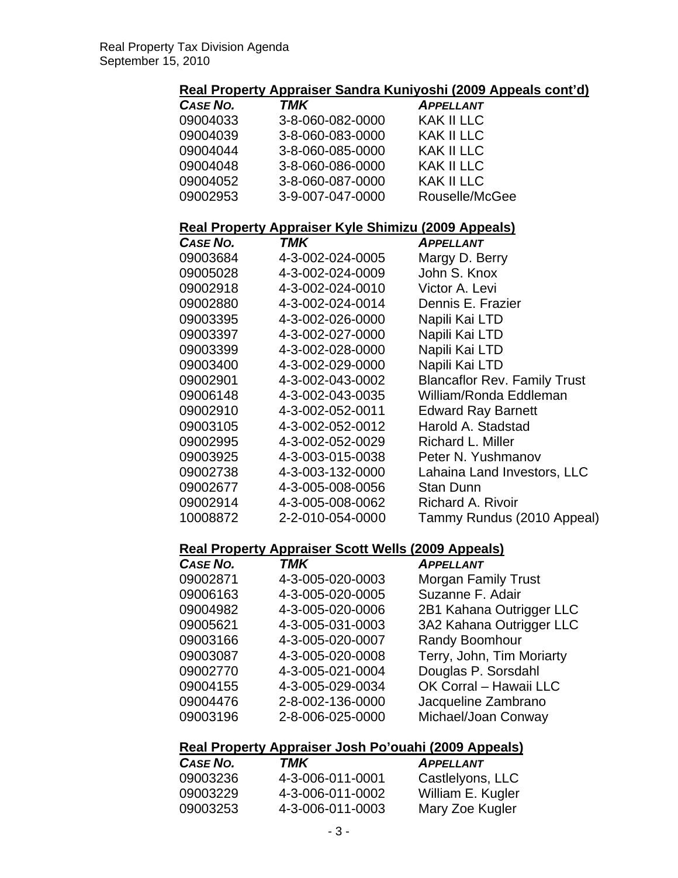## Real Property Appraiser Sandra Kuniyoshi (2009 Appeals cont'd)

| CASE NO. | TMK | APPELLANT |
| --- | --- | --- |
| 09004033 | 3-8-060-082-0000 | KAK II LLC |
| 09004039 | 3-8-060-083-0000 | KAK II LLC |
| 09004044 | 3-8-060-085-0000 | KAK II LLC |
| 09004048 | 3-8-060-086-0000 | KAK II LLC |
| 09004052 | 3-8-060-087-0000 | KAK II LLC |
| 09002953 | 3-9-007-047-0000 | Rouselle/McGee |

## Real Property Appraiser Kyle Shimizu (2009 Appeals)

| CASE NO. | TMK | APPELLANT |
| --- | --- | --- |
| 09003684 | 4-3-002-024-0005 | Margy D. Berry |
| 09005028 | 4-3-002-024-0009 | John S. Knox |
| 09002918 | 4-3-002-024-0010 | Victor A. Levi |
| 09002880 | 4-3-002-024-0014 | Dennis E. Frazier |
| 09003395 | 4-3-002-026-0000 | Napili Kai LTD |
| 09003397 | 4-3-002-027-0000 | Napili Kai LTD |
| 09003399 | 4-3-002-028-0000 | Napili Kai LTD |
| 09003400 | 4-3-002-029-0000 | Napili Kai LTD |
| 09002901 | 4-3-002-043-0002 | Blancaflor Rev. Family Trust |
| 09006148 | 4-3-002-043-0035 | William/Ronda Eddleman |
| 09002910 | 4-3-002-052-0011 | Edward Ray Barnett |
| 09003105 | 4-3-002-052-0012 | Harold A. Stadstad |
| 09002995 | 4-3-002-052-0029 | Richard L. Miller |
| 09003925 | 4-3-003-015-0038 | Peter N. Yushmanov |
| 09002738 | 4-3-003-132-0000 | Lahaina Land Investors, LLC |
| 09002677 | 4-3-005-008-0056 | Stan Dunn |
| 09002914 | 4-3-005-008-0062 | Richard A. Rivoir |
| 10008872 | 2-2-010-054-0000 | Tammy Rundus (2010 Appeal) |

## Real Property Appraiser Scott Wells (2009 Appeals)

| CASE NO. | TMK | APPELLANT |
| --- | --- | --- |
| 09002871 | 4-3-005-020-0003 | Morgan Family Trust |
| 09006163 | 4-3-005-020-0005 | Suzanne F. Adair |
| 09004982 | 4-3-005-020-0006 | 2B1 Kahana Outrigger LLC |
| 09005621 | 4-3-005-031-0003 | 3A2 Kahana Outrigger LLC |
| 09003166 | 4-3-005-020-0007 | Randy Boomhour |
| 09003087 | 4-3-005-020-0008 | Terry, John, Tim Moriarty |
| 09002770 | 4-3-005-021-0004 | Douglas P. Sorsdahl |
| 09004155 | 4-3-005-029-0034 | OK Corral – Hawaii LLC |
| 09004476 | 2-8-002-136-0000 | Jacqueline Zambrano |
| 09003196 | 2-8-006-025-0000 | Michael/Joan Conway |

## Real Property Appraiser Josh Po'ouahi (2009 Appeals)

| CASE NO. | TMK | APPELLANT |
| --- | --- | --- |
| 09003236 | 4-3-006-011-0001 | Castlelyons, LLC |
| 09003229 | 4-3-006-011-0002 | William E. Kugler |
| 09003253 | 4-3-006-011-0003 | Mary Zoe Kugler |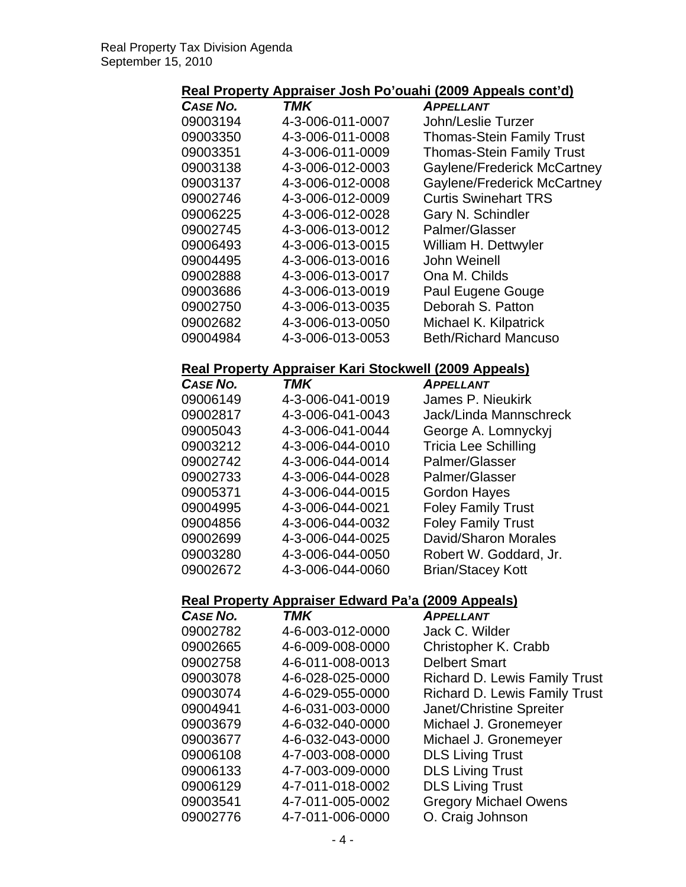### Real Property Appraiser Josh Po'ouahi (2009 Appeals cont'd)

| *CASE NO.* | *TMK* | *APPELLANT* |
|---|---|---|
| 09003194 | 4-3-006-011-0007 | John/Leslie Turzer |
| 09003350 | 4-3-006-011-0008 | Thomas-Stein Family Trust |
| 09003351 | 4-3-006-011-0009 | Thomas-Stein Family Trust |
| 09003138 | 4-3-006-012-0003 | Gaylene/Frederick McCartney |
| 09003137 | 4-3-006-012-0008 | Gaylene/Frederick McCartney |
| 09002746 | 4-3-006-012-0009 | Curtis Swinehart TRS |
| 09006225 | 4-3-006-012-0028 | Gary N. Schindler |
| 09002745 | 4-3-006-013-0012 | Palmer/Glasser |
| 09006493 | 4-3-006-013-0015 | William H. Dettwyler |
| 09004495 | 4-3-006-013-0016 | John Weinell |
| 09002888 | 4-3-006-013-0017 | Ona M. Childs |
| 09003686 | 4-3-006-013-0019 | Paul Eugene Gouge |
| 09002750 | 4-3-006-013-0035 | Deborah S. Patton |
| 09002682 | 4-3-006-013-0050 | Michael K. Kilpatrick |
| 09004984 | 4-3-006-013-0053 | Beth/Richard Mancuso |

### Real Property Appraiser Kari Stockwell (2009 Appeals)

| *CASE NO.* | *TMK* | *APPELLANT* |
|---|---|---|
| 09006149 | 4-3-006-041-0019 | James P. Nieukirk |
| 09002817 | 4-3-006-041-0043 | Jack/Linda Mannschreck |
| 09005043 | 4-3-006-041-0044 | George A. Lomnyckyj |
| 09003212 | 4-3-006-044-0010 | Tricia Lee Schilling |
| 09002742 | 4-3-006-044-0014 | Palmer/Glasser |
| 09002733 | 4-3-006-044-0028 | Palmer/Glasser |
| 09005371 | 4-3-006-044-0015 | Gordon Hayes |
| 09004995 | 4-3-006-044-0021 | Foley Family Trust |
| 09004856 | 4-3-006-044-0032 | Foley Family Trust |
| 09002699 | 4-3-006-044-0025 | David/Sharon Morales |
| 09003280 | 4-3-006-044-0050 | Robert W. Goddard, Jr. |
| 09002672 | 4-3-006-044-0060 | Brian/Stacey Kott |

### Real Property Appraiser Edward Pa'a (2009 Appeals)

| *CASE NO.* | *TMK* | *APPELLANT* |
|---|---|---|
| 09002782 | 4-6-003-012-0000 | Jack C. Wilder |
| 09002665 | 4-6-009-008-0000 | Christopher K. Crabb |
| 09002758 | 4-6-011-008-0013 | Delbert Smart |
| 09003078 | 4-6-028-025-0000 | Richard D. Lewis Family Trust |
| 09003074 | 4-6-029-055-0000 | Richard D. Lewis Family Trust |
| 09004941 | 4-6-031-003-0000 | Janet/Christine Spreiter |
| 09003679 | 4-6-032-040-0000 | Michael J. Gronemeyer |
| 09003677 | 4-6-032-043-0000 | Michael J. Gronemeyer |
| 09006108 | 4-7-003-008-0000 | DLS Living Trust |
| 09006133 | 4-7-003-009-0000 | DLS Living Trust |
| 09006129 | 4-7-011-018-0002 | DLS Living Trust |
| 09003541 | 4-7-011-005-0002 | Gregory Michael Owens |
| 09002776 | 4-7-011-006-0000 | O. Craig Johnson |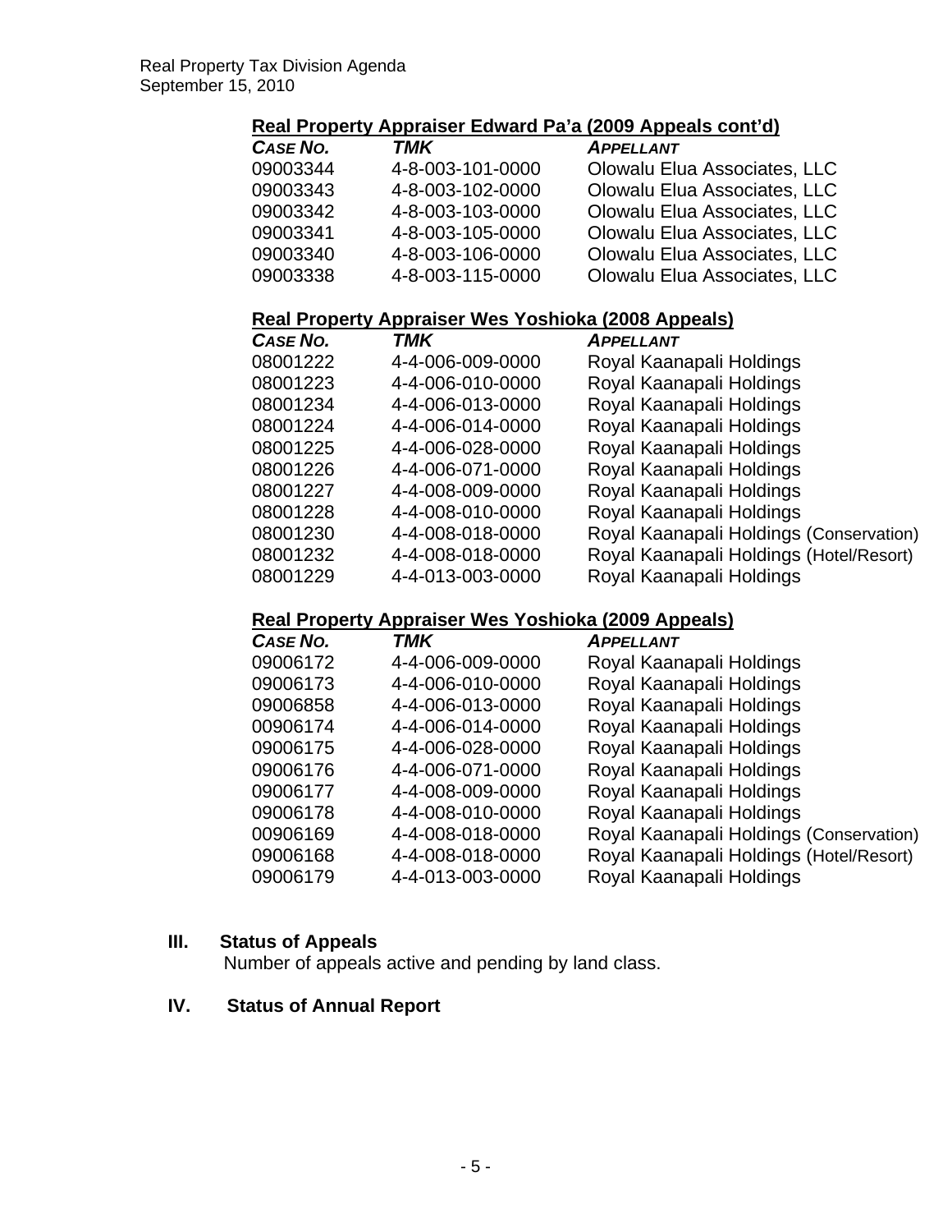**Real Property Appraiser Edward Pa'a (2009 Appeals cont'd)**

| *CASE NO.* | *TMK* | *APPELLANT* |
|---|---|---|
| 09003344 | 4-8-003-101-0000 | Olowalu Elua Associates, LLC |
| 09003343 | 4-8-003-102-0000 | Olowalu Elua Associates, LLC |
| 09003342 | 4-8-003-103-0000 | Olowalu Elua Associates, LLC |
| 09003341 | 4-8-003-105-0000 | Olowalu Elua Associates, LLC |
| 09003340 | 4-8-003-106-0000 | Olowalu Elua Associates, LLC |
| 09003338 | 4-8-003-115-0000 | Olowalu Elua Associates, LLC |

**Real Property Appraiser Wes Yoshioka (2008 Appeals)**

| *CASE NO.* | *TMK* | *APPELLANT* |
|---|---|---|
| 08001222 | 4-4-006-009-0000 | Royal Kaanapali Holdings |
| 08001223 | 4-4-006-010-0000 | Royal Kaanapali Holdings |
| 08001234 | 4-4-006-013-0000 | Royal Kaanapali Holdings |
| 08001224 | 4-4-006-014-0000 | Royal Kaanapali Holdings |
| 08001225 | 4-4-006-028-0000 | Royal Kaanapali Holdings |
| 08001226 | 4-4-006-071-0000 | Royal Kaanapali Holdings |
| 08001227 | 4-4-008-009-0000 | Royal Kaanapali Holdings |
| 08001228 | 4-4-008-010-0000 | Royal Kaanapali Holdings |
| 08001230 | 4-4-008-018-0000 | Royal Kaanapali Holdings (Conservation) |
| 08001232 | 4-4-008-018-0000 | Royal Kaanapali Holdings (Hotel/Resort) |
| 08001229 | 4-4-013-003-0000 | Royal Kaanapali Holdings |

**Real Property Appraiser Wes Yoshioka (2009 Appeals)**

| *CASE NO.* | *TMK* | *APPELLANT* |
|---|---|---|
| 09006172 | 4-4-006-009-0000 | Royal Kaanapali Holdings |
| 09006173 | 4-4-006-010-0000 | Royal Kaanapali Holdings |
| 09006858 | 4-4-006-013-0000 | Royal Kaanapali Holdings |
| 00906174 | 4-4-006-014-0000 | Royal Kaanapali Holdings |
| 09006175 | 4-4-006-028-0000 | Royal Kaanapali Holdings |
| 09006176 | 4-4-006-071-0000 | Royal Kaanapali Holdings |
| 09006177 | 4-4-008-009-0000 | Royal Kaanapali Holdings |
| 09006178 | 4-4-008-010-0000 | Royal Kaanapali Holdings |
| 00906169 | 4-4-008-018-0000 | Royal Kaanapali Holdings (Conservation) |
| 09006168 | 4-4-008-018-0000 | Royal Kaanapali Holdings (Hotel/Resort) |
| 09006179 | 4-4-013-003-0000 | Royal Kaanapali Holdings |

## III. Status of Appeals

Number of appeals active and pending by land class.

## IV. Status of Annual Report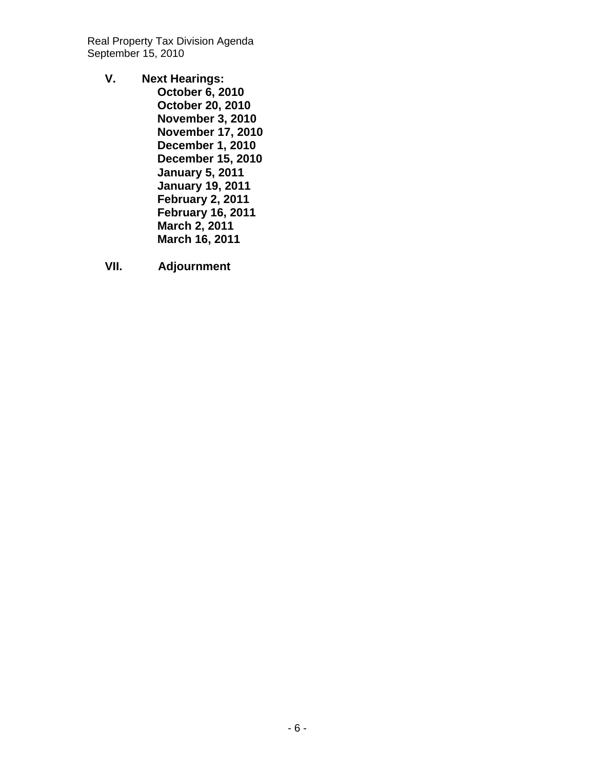**V. Next Hearings:**

**October 6, 2010**
**October 20, 2010**
**November 3, 2010**
**November 17, 2010**
**December 1, 2010**
**December 15, 2010**
**January 5, 2011**
**January 19, 2011**
**February 2, 2011**
**February 16, 2011**
**March 2, 2011**
**March 16, 2011**

**VII. Adjournment**